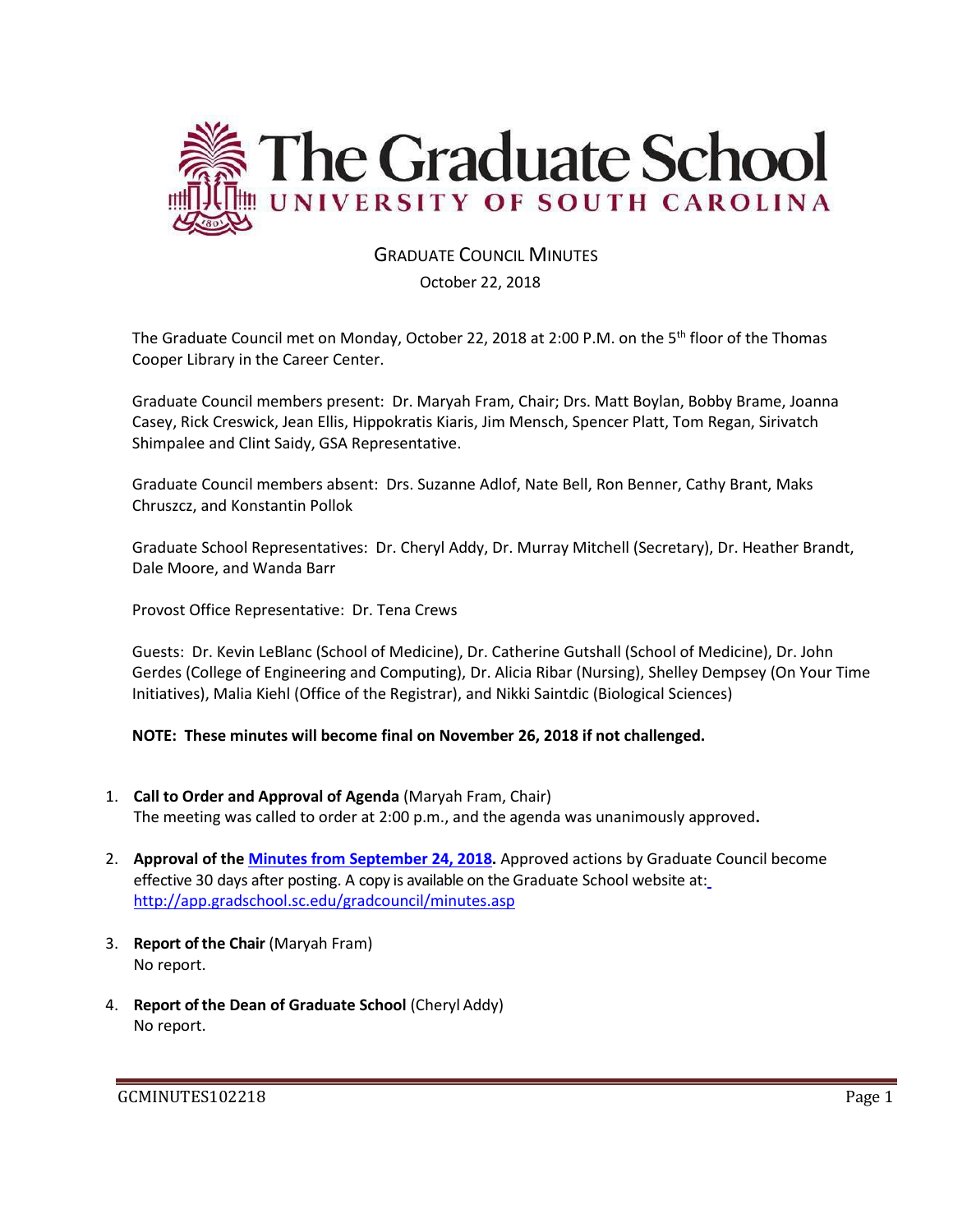# The Graduate School
## UNIVERSITY OF SOUTH CAROLINA

GRADUATE COUNCIL MINUTES

October 22, 2018

The Graduate Council met on Monday, October 22, 2018 at 2:00 P.M. on the 5th floor of the Thomas Cooper Library in the Career Center.

Graduate Council members present: Dr. Maryah Fram, Chair; Drs. Matt Boylan, Bobby Brame, Joanna Casey, Rick Creswick, Jean Ellis, Hippokratis Kiaris, Jim Mensch, Spencer Platt, Tom Regan, Sirivatch Shimpalee and Clint Saidy, GSA Representative.

Graduate Council members absent: Drs. Suzanne Adlof, Nate Bell, Ron Benner, Cathy Brant, Maks Chruszcz, and Konstantin Pollok

Graduate School Representatives: Dr. Cheryl Addy, Dr. Murray Mitchell (Secretary), Dr. Heather Brandt, Dale Moore, and Wanda Barr

Provost Office Representative: Dr. Tena Crews

Guests: Dr. Kevin LeBlanc (School of Medicine), Dr. Catherine Gutshall (School of Medicine), Dr. John Gerdes (College of Engineering and Computing), Dr. Alicia Ribar (Nursing), Shelley Dempsey (On Your Time Initiatives), Malia Kiehl (Office of the Registrar), and Nikki Saintdic (Biological Sciences)

**NOTE: These minutes will become final on November 26, 2018 if not challenged.**

1. **Call to Order and Approval of Agenda** (Maryah Fram, Chair)
   The meeting was called to order at 2:00 p.m., and the agenda was unanimously approved**.**

2. **Approval of the Minutes from September 24, 2018.** Approved actions by Graduate Council become effective 30 days after posting. A copy is available on the Graduate School website at: http://app.gradschool.sc.edu/gradcouncil/minutes.asp

3. **Report of the Chair** (Maryah Fram)
   No report.

4. **Report of the Dean of Graduate School** (Cheryl Addy)
   No report.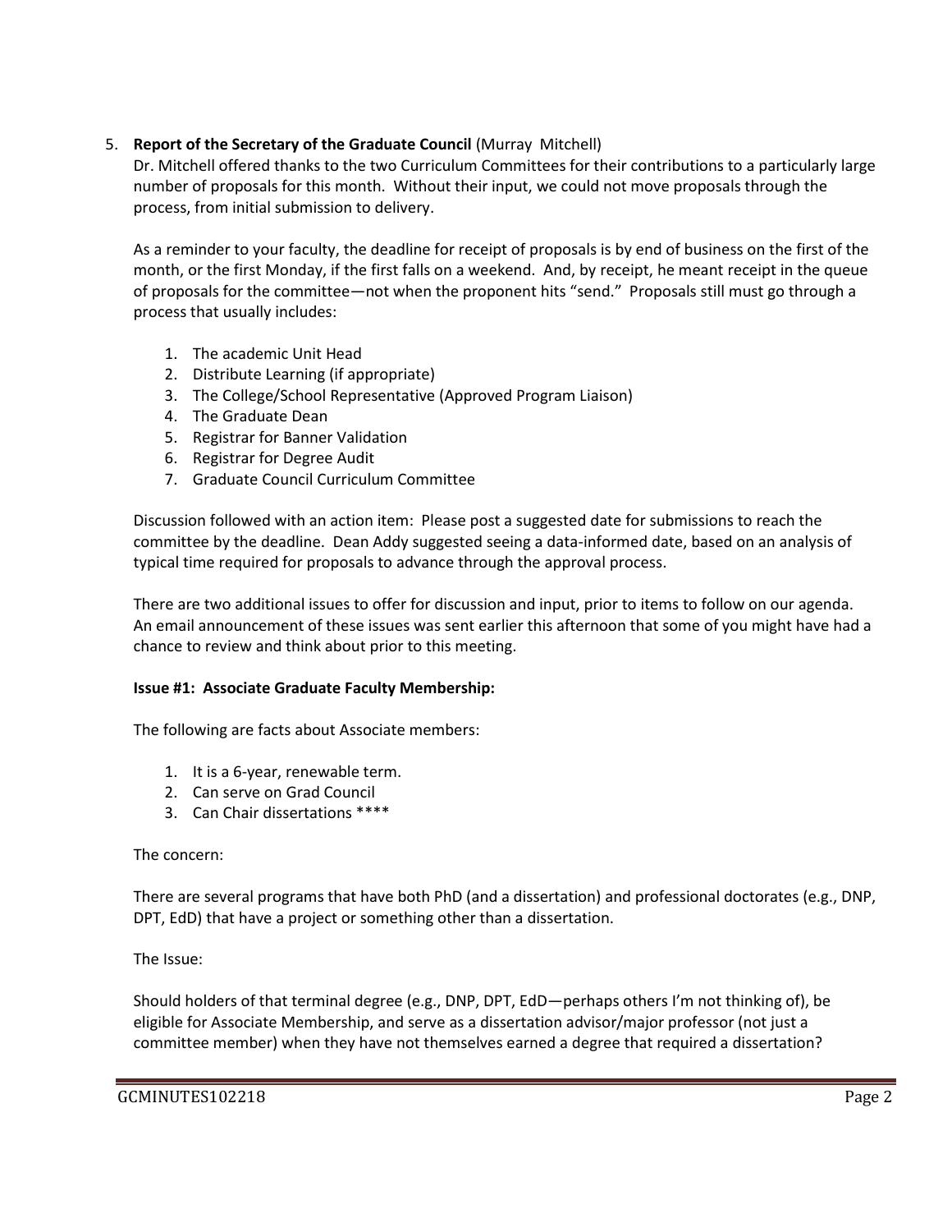5. **Report of the Secretary of the Graduate Council** (Murray Mitchell)

   Dr. Mitchell offered thanks to the two Curriculum Committees for their contributions to a particularly large number of proposals for this month. Without their input, we could not move proposals through the process, from initial submission to delivery.

   As a reminder to your faculty, the deadline for receipt of proposals is by end of business on the first of the month, or the first Monday, if the first falls on a weekend. And, by receipt, he meant receipt in the queue of proposals for the committee—not when the proponent hits "send." Proposals still must go through a process that usually includes:

   1. The academic Unit Head
   2. Distribute Learning (if appropriate)
   3. The College/School Representative (Approved Program Liaison)
   4. The Graduate Dean
   5. Registrar for Banner Validation
   6. Registrar for Degree Audit
   7. Graduate Council Curriculum Committee

   Discussion followed with an action item: Please post a suggested date for submissions to reach the committee by the deadline. Dean Addy suggested seeing a data-informed date, based on an analysis of typical time required for proposals to advance through the approval process.

   There are two additional issues to offer for discussion and input, prior to items to follow on our agenda. An email announcement of these issues was sent earlier this afternoon that some of you might have had a chance to review and think about prior to this meeting.

   **Issue #1: Associate Graduate Faculty Membership:**

   The following are facts about Associate members:

   1. It is a 6-year, renewable term.
   2. Can serve on Grad Council
   3. Can Chair dissertations ****

   The concern:

   There are several programs that have both PhD (and a dissertation) and professional doctorates (e.g., DNP, DPT, EdD) that have a project or something other than a dissertation.

   The Issue:

   Should holders of that terminal degree (e.g., DNP, DPT, EdD—perhaps others I'm not thinking of), be eligible for Associate Membership, and serve as a dissertation advisor/major professor (not just a committee member) when they have not themselves earned a degree that required a dissertation?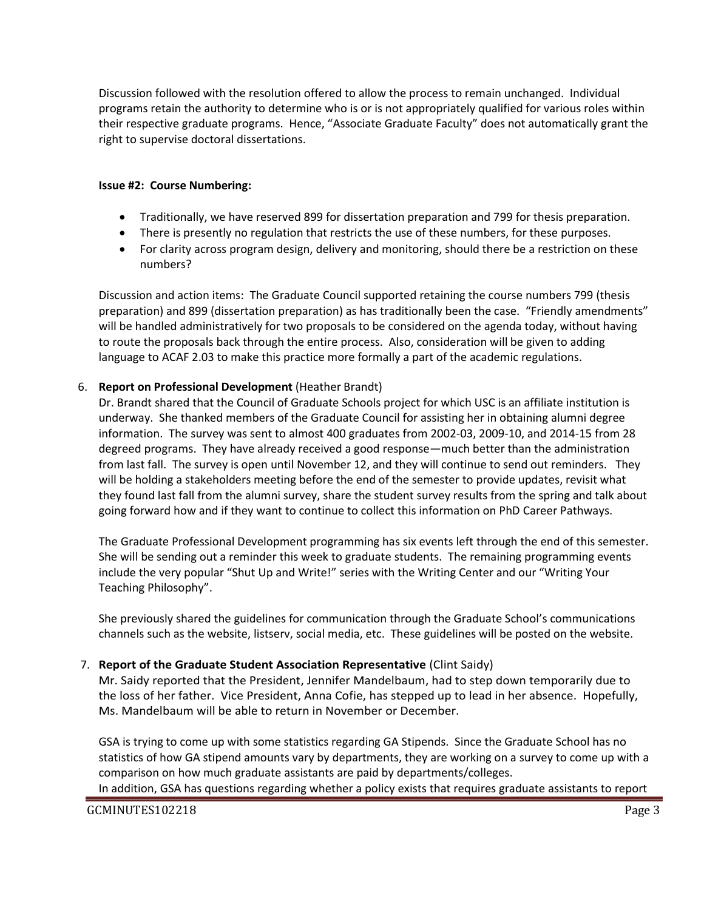Discussion followed with the resolution offered to allow the process to remain unchanged. Individual programs retain the authority to determine who is or is not appropriately qualified for various roles within their respective graduate programs. Hence, "Associate Graduate Faculty" does not automatically grant the right to supervise doctoral dissertations.

**Issue #2: Course Numbering:**

- Traditionally, we have reserved 899 for dissertation preparation and 799 for thesis preparation.
- There is presently no regulation that restricts the use of these numbers, for these purposes.
- For clarity across program design, delivery and monitoring, should there be a restriction on these numbers?

Discussion and action items: The Graduate Council supported retaining the course numbers 799 (thesis preparation) and 899 (dissertation preparation) as has traditionally been the case. "Friendly amendments" will be handled administratively for two proposals to be considered on the agenda today, without having to route the proposals back through the entire process. Also, consideration will be given to adding language to ACAF 2.03 to make this practice more formally a part of the academic regulations.

6. **Report on Professional Development** (Heather Brandt)
   Dr. Brandt shared that the Council of Graduate Schools project for which USC is an affiliate institution is underway. She thanked members of the Graduate Council for assisting her in obtaining alumni degree information. The survey was sent to almost 400 graduates from 2002-03, 2009-10, and 2014-15 from 28 degreed programs. They have already received a good response—much better than the administration from last fall. The survey is open until November 12, and they will continue to send out reminders. They will be holding a stakeholders meeting before the end of the semester to provide updates, revisit what they found last fall from the alumni survey, share the student survey results from the spring and talk about going forward how and if they want to continue to collect this information on PhD Career Pathways.

   The Graduate Professional Development programming has six events left through the end of this semester. She will be sending out a reminder this week to graduate students. The remaining programming events include the very popular "Shut Up and Write!" series with the Writing Center and our "Writing Your Teaching Philosophy".

   She previously shared the guidelines for communication through the Graduate School's communications channels such as the website, listserv, social media, etc. These guidelines will be posted on the website.

7. **Report of the Graduate Student Association Representative** (Clint Saidy)
   Mr. Saidy reported that the President, Jennifer Mandelbaum, had to step down temporarily due to the loss of her father. Vice President, Anna Cofie, has stepped up to lead in her absence. Hopefully, Ms. Mandelbaum will be able to return in November or December.

   GSA is trying to come up with some statistics regarding GA Stipends. Since the Graduate School has no statistics of how GA stipend amounts vary by departments, they are working on a survey to come up with a comparison on how much graduate assistants are paid by departments/colleges.
   In addition, GSA has questions regarding whether a policy exists that requires graduate assistants to report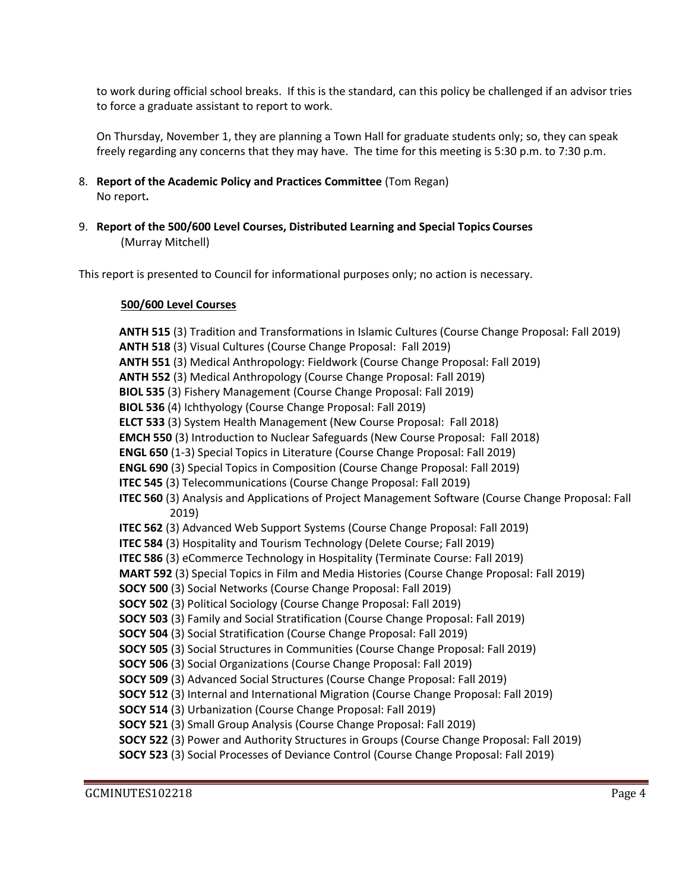to work during official school breaks. If this is the standard, can this policy be challenged if an advisor tries to force a graduate assistant to report to work.

On Thursday, November 1, they are planning a Town Hall for graduate students only; so, they can speak freely regarding any concerns that they may have. The time for this meeting is 5:30 p.m. to 7:30 p.m.

8. **Report of the Academic Policy and Practices Committee** (Tom Regan)
   No report**.**

9. **Report of the 500/600 Level Courses, Distributed Learning and Special Topics Courses** (Murray Mitchell)

This report is presented to Council for informational purposes only; no action is necessary.

**500/600 Level Courses**

**ANTH 515** (3) Tradition and Transformations in Islamic Cultures (Course Change Proposal: Fall 2019)
**ANTH 518** (3) Visual Cultures (Course Change Proposal: Fall 2019)
**ANTH 551** (3) Medical Anthropology: Fieldwork (Course Change Proposal: Fall 2019)
**ANTH 552** (3) Medical Anthropology (Course Change Proposal: Fall 2019)
**BIOL 535** (3) Fishery Management (Course Change Proposal: Fall 2019)
**BIOL 536** (4) Ichthyology (Course Change Proposal: Fall 2019)
**ELCT 533** (3) System Health Management (New Course Proposal: Fall 2018)
**EMCH 550** (3) Introduction to Nuclear Safeguards (New Course Proposal: Fall 2018)
**ENGL 650** (1-3) Special Topics in Literature (Course Change Proposal: Fall 2019)
**ENGL 690** (3) Special Topics in Composition (Course Change Proposal: Fall 2019)
**ITEC 545** (3) Telecommunications (Course Change Proposal: Fall 2019)
**ITEC 560** (3) Analysis and Applications of Project Management Software (Course Change Proposal: Fall 2019)
**ITEC 562** (3) Advanced Web Support Systems (Course Change Proposal: Fall 2019)
**ITEC 584** (3) Hospitality and Tourism Technology (Delete Course; Fall 2019)
**ITEC 586** (3) eCommerce Technology in Hospitality (Terminate Course: Fall 2019)
**MART 592** (3) Special Topics in Film and Media Histories (Course Change Proposal: Fall 2019)
**SOCY 500** (3) Social Networks (Course Change Proposal: Fall 2019)
**SOCY 502** (3) Political Sociology (Course Change Proposal: Fall 2019)
**SOCY 503** (3) Family and Social Stratification (Course Change Proposal: Fall 2019)
**SOCY 504** (3) Social Stratification (Course Change Proposal: Fall 2019)
**SOCY 505** (3) Social Structures in Communities (Course Change Proposal: Fall 2019)
**SOCY 506** (3) Social Organizations (Course Change Proposal: Fall 2019)
**SOCY 509** (3) Advanced Social Structures (Course Change Proposal: Fall 2019)
**SOCY 512** (3) Internal and International Migration (Course Change Proposal: Fall 2019)
**SOCY 514** (3) Urbanization (Course Change Proposal: Fall 2019)
**SOCY 521** (3) Small Group Analysis (Course Change Proposal: Fall 2019)
**SOCY 522** (3) Power and Authority Structures in Groups (Course Change Proposal: Fall 2019)
**SOCY 523** (3) Social Processes of Deviance Control (Course Change Proposal: Fall 2019)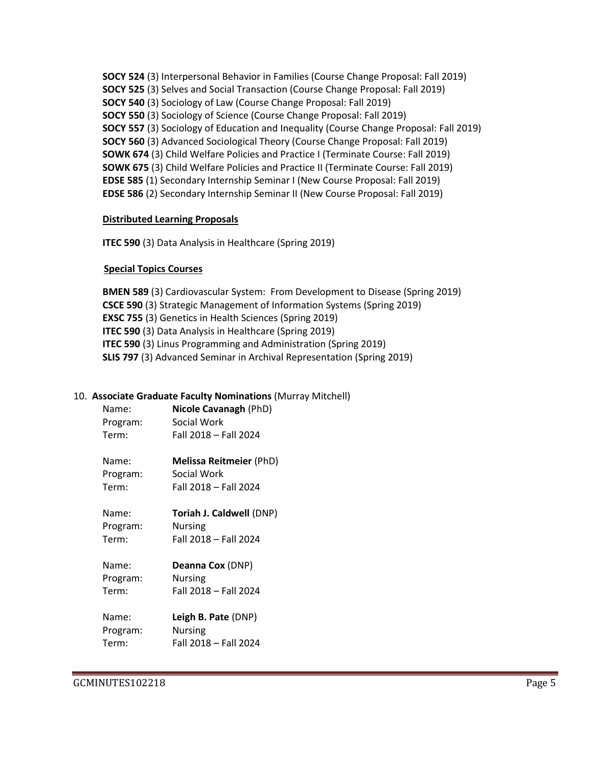**SOCY 524** (3) Interpersonal Behavior in Families (Course Change Proposal: Fall 2019)
**SOCY 525** (3) Selves and Social Transaction (Course Change Proposal: Fall 2019)
**SOCY 540** (3) Sociology of Law (Course Change Proposal: Fall 2019)
**SOCY 550** (3) Sociology of Science (Course Change Proposal: Fall 2019)
**SOCY 557** (3) Sociology of Education and Inequality (Course Change Proposal: Fall 2019)
**SOCY 560** (3) Advanced Sociological Theory (Course Change Proposal: Fall 2019)
**SOWK 674** (3) Child Welfare Policies and Practice I (Terminate Course: Fall 2019)
**SOWK 675** (3) Child Welfare Policies and Practice II (Terminate Course: Fall 2019)
**EDSE 585** (1) Secondary Internship Seminar I (New Course Proposal: Fall 2019)
**EDSE 586** (2) Secondary Internship Seminar II (New Course Proposal: Fall 2019)

**Distributed Learning Proposals**

**ITEC 590** (3) Data Analysis in Healthcare (Spring 2019)

**Special Topics Courses**

**BMEN 589** (3) Cardiovascular System: From Development to Disease (Spring 2019)
**CSCE 590** (3) Strategic Management of Information Systems (Spring 2019)
**EXSC 755** (3) Genetics in Health Sciences (Spring 2019)
**ITEC 590** (3) Data Analysis in Healthcare (Spring 2019)
**ITEC 590** (3) Linus Programming and Administration (Spring 2019)
**SLIS 797** (3) Advanced Seminar in Archival Representation (Spring 2019)

10. **Associate Graduate Faculty Nominations** (Murray Mitchell)

Name: **Nicole Cavanagh** (PhD)
Program: Social Work
Term: Fall 2018 – Fall 2024

Name: **Melissa Reitmeier** (PhD)
Program: Social Work
Term: Fall 2018 – Fall 2024

Name: **Toriah J. Caldwell** (DNP)
Program: Nursing
Term: Fall 2018 – Fall 2024

Name: **Deanna Cox** (DNP)
Program: Nursing
Term: Fall 2018 – Fall 2024

Name: **Leigh B. Pate** (DNP)
Program: Nursing
Term: Fall 2018 – Fall 2024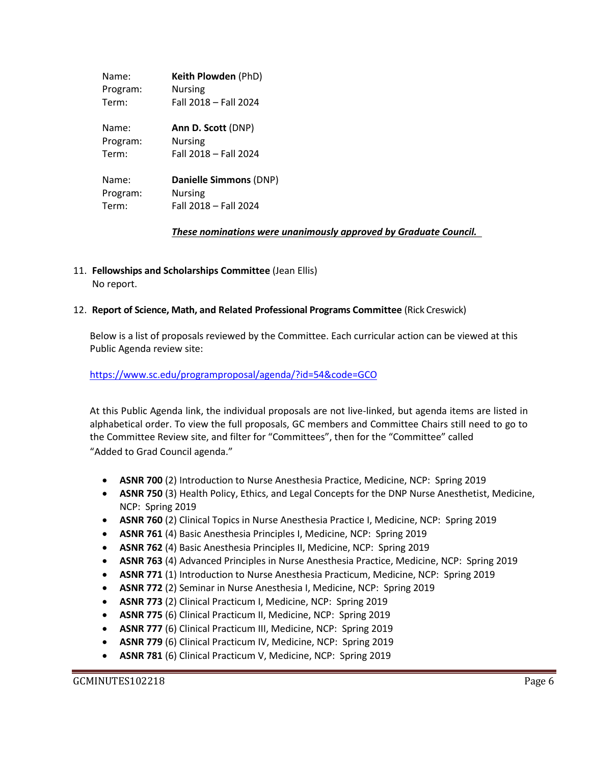Name: **Keith Plowden** (PhD)
Program: Nursing
Term: Fall 2018 – Fall 2024

Name: **Ann D. Scott** (DNP)
Program: Nursing
Term: Fall 2018 – Fall 2024

Name: **Danielle Simmons** (DNP)
Program: Nursing
Term: Fall 2018 – Fall 2024

***These nominations were unanimously approved by Graduate Council.***

11. **Fellowships and Scholarships Committee** (Jean Ellis)
    No report.

12. **Report of Science, Math, and Related Professional Programs Committee** (Rick Creswick)

    Below is a list of proposals reviewed by the Committee. Each curricular action can be viewed at this Public Agenda review site:

    https://www.sc.edu/programproposal/agenda/?id=54&code=GCO

    At this Public Agenda link, the individual proposals are not live-linked, but agenda items are listed in alphabetical order. To view the full proposals, GC members and Committee Chairs still need to go to the Committee Review site, and filter for "Committees", then for the "Committee" called "Added to Grad Council agenda."

    - **ASNR 700** (2) Introduction to Nurse Anesthesia Practice, Medicine, NCP: Spring 2019
    - **ASNR 750** (3) Health Policy, Ethics, and Legal Concepts for the DNP Nurse Anesthetist, Medicine, NCP: Spring 2019
    - **ASNR 760** (2) Clinical Topics in Nurse Anesthesia Practice I, Medicine, NCP: Spring 2019
    - **ASNR 761** (4) Basic Anesthesia Principles I, Medicine, NCP: Spring 2019
    - **ASNR 762** (4) Basic Anesthesia Principles II, Medicine, NCP: Spring 2019
    - **ASNR 763** (4) Advanced Principles in Nurse Anesthesia Practice, Medicine, NCP: Spring 2019
    - **ASNR 771** (1) Introduction to Nurse Anesthesia Practicum, Medicine, NCP: Spring 2019
    - **ASNR 772** (2) Seminar in Nurse Anesthesia I, Medicine, NCP: Spring 2019
    - **ASNR 773** (2) Clinical Practicum I, Medicine, NCP: Spring 2019
    - **ASNR 775** (6) Clinical Practicum II, Medicine, NCP: Spring 2019
    - **ASNR 777** (6) Clinical Practicum III, Medicine, NCP: Spring 2019
    - **ASNR 779** (6) Clinical Practicum IV, Medicine, NCP: Spring 2019
    - **ASNR 781** (6) Clinical Practicum V, Medicine, NCP: Spring 2019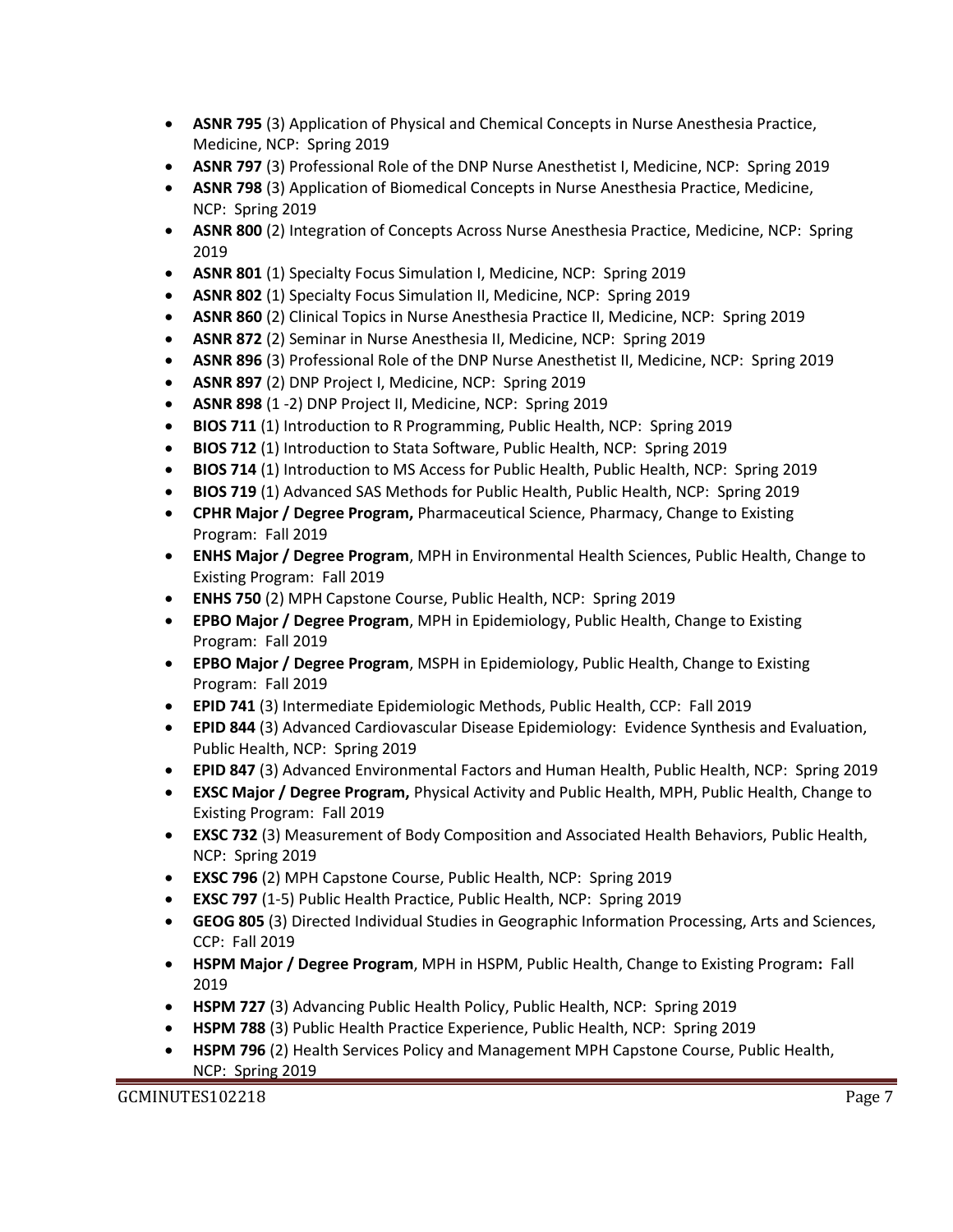- **ASNR 795** (3) Application of Physical and Chemical Concepts in Nurse Anesthesia Practice, Medicine, NCP: Spring 2019
- **ASNR 797** (3) Professional Role of the DNP Nurse Anesthetist I, Medicine, NCP: Spring 2019
- **ASNR 798** (3) Application of Biomedical Concepts in Nurse Anesthesia Practice, Medicine, NCP: Spring 2019
- **ASNR 800** (2) Integration of Concepts Across Nurse Anesthesia Practice, Medicine, NCP: Spring 2019
- **ASNR 801** (1) Specialty Focus Simulation I, Medicine, NCP: Spring 2019
- **ASNR 802** (1) Specialty Focus Simulation II, Medicine, NCP: Spring 2019
- **ASNR 860** (2) Clinical Topics in Nurse Anesthesia Practice II, Medicine, NCP: Spring 2019
- **ASNR 872** (2) Seminar in Nurse Anesthesia II, Medicine, NCP: Spring 2019
- **ASNR 896** (3) Professional Role of the DNP Nurse Anesthetist II, Medicine, NCP: Spring 2019
- **ASNR 897** (2) DNP Project I, Medicine, NCP: Spring 2019
- **ASNR 898** (1 -2) DNP Project II, Medicine, NCP: Spring 2019
- **BIOS 711** (1) Introduction to R Programming, Public Health, NCP: Spring 2019
- **BIOS 712** (1) Introduction to Stata Software, Public Health, NCP: Spring 2019
- **BIOS 714** (1) Introduction to MS Access for Public Health, Public Health, NCP: Spring 2019
- **BIOS 719** (1) Advanced SAS Methods for Public Health, Public Health, NCP: Spring 2019
- **CPHR Major / Degree Program,** Pharmaceutical Science, Pharmacy, Change to Existing Program: Fall 2019
- **ENHS Major / Degree Program**, MPH in Environmental Health Sciences, Public Health, Change to Existing Program: Fall 2019
- **ENHS 750** (2) MPH Capstone Course, Public Health, NCP: Spring 2019
- **EPBO Major / Degree Program**, MPH in Epidemiology, Public Health, Change to Existing Program: Fall 2019
- **EPBO Major / Degree Program**, MSPH in Epidemiology, Public Health, Change to Existing Program: Fall 2019
- **EPID 741** (3) Intermediate Epidemiologic Methods, Public Health, CCP: Fall 2019
- **EPID 844** (3) Advanced Cardiovascular Disease Epidemiology: Evidence Synthesis and Evaluation, Public Health, NCP: Spring 2019
- **EPID 847** (3) Advanced Environmental Factors and Human Health, Public Health, NCP: Spring 2019
- **EXSC Major / Degree Program,** Physical Activity and Public Health, MPH, Public Health, Change to Existing Program: Fall 2019
- **EXSC 732** (3) Measurement of Body Composition and Associated Health Behaviors, Public Health, NCP: Spring 2019
- **EXSC 796** (2) MPH Capstone Course, Public Health, NCP: Spring 2019
- **EXSC 797** (1-5) Public Health Practice, Public Health, NCP: Spring 2019
- **GEOG 805** (3) Directed Individual Studies in Geographic Information Processing, Arts and Sciences, CCP: Fall 2019
- **HSPM Major / Degree Program**, MPH in HSPM, Public Health, Change to Existing Program**:** Fall 2019
- **HSPM 727** (3) Advancing Public Health Policy, Public Health, NCP: Spring 2019
- **HSPM 788** (3) Public Health Practice Experience, Public Health, NCP: Spring 2019
- **HSPM 796** (2) Health Services Policy and Management MPH Capstone Course, Public Health, NCP: Spring 2019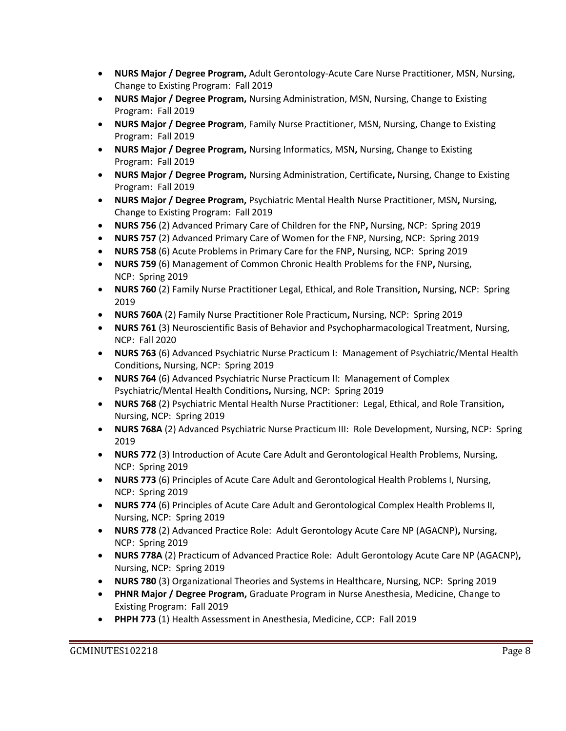- **NURS Major / Degree Program,** Adult Gerontology-Acute Care Nurse Practitioner, MSN, Nursing, Change to Existing Program: Fall 2019
- **NURS Major / Degree Program,** Nursing Administration, MSN, Nursing, Change to Existing Program: Fall 2019
- **NURS Major / Degree Program**, Family Nurse Practitioner, MSN, Nursing, Change to Existing Program: Fall 2019
- **NURS Major / Degree Program,** Nursing Informatics, MSN**,** Nursing, Change to Existing Program: Fall 2019
- **NURS Major / Degree Program,** Nursing Administration, Certificate**,** Nursing, Change to Existing Program: Fall 2019
- **NURS Major / Degree Program,** Psychiatric Mental Health Nurse Practitioner, MSN**,** Nursing, Change to Existing Program: Fall 2019
- **NURS 756** (2) Advanced Primary Care of Children for the FNP**,** Nursing, NCP: Spring 2019
- **NURS 757** (2) Advanced Primary Care of Women for the FNP, Nursing, NCP: Spring 2019
- **NURS 758** (6) Acute Problems in Primary Care for the FNP**,** Nursing, NCP: Spring 2019
- **NURS 759** (6) Management of Common Chronic Health Problems for the FNP**,** Nursing, NCP: Spring 2019
- **NURS 760** (2) Family Nurse Practitioner Legal, Ethical, and Role Transition**,** Nursing, NCP: Spring 2019
- **NURS 760A** (2) Family Nurse Practitioner Role Practicum**,** Nursing, NCP: Spring 2019
- **NURS 761** (3) Neuroscientific Basis of Behavior and Psychopharmacological Treatment, Nursing, NCP: Fall 2020
- **NURS 763** (6) Advanced Psychiatric Nurse Practicum I: Management of Psychiatric/Mental Health Conditions**,** Nursing, NCP: Spring 2019
- **NURS 764** (6) Advanced Psychiatric Nurse Practicum II: Management of Complex Psychiatric/Mental Health Conditions**,** Nursing, NCP: Spring 2019
- **NURS 768** (2) Psychiatric Mental Health Nurse Practitioner: Legal, Ethical, and Role Transition**,** Nursing, NCP: Spring 2019
- **NURS 768A** (2) Advanced Psychiatric Nurse Practicum III: Role Development, Nursing, NCP: Spring 2019
- **NURS 772** (3) Introduction of Acute Care Adult and Gerontological Health Problems, Nursing, NCP: Spring 2019
- **NURS 773** (6) Principles of Acute Care Adult and Gerontological Health Problems I, Nursing, NCP: Spring 2019
- **NURS 774** (6) Principles of Acute Care Adult and Gerontological Complex Health Problems II, Nursing, NCP: Spring 2019
- **NURS 778** (2) Advanced Practice Role: Adult Gerontology Acute Care NP (AGACNP)**,** Nursing, NCP: Spring 2019
- **NURS 778A** (2) Practicum of Advanced Practice Role: Adult Gerontology Acute Care NP (AGACNP)**,** Nursing, NCP: Spring 2019
- **NURS 780** (3) Organizational Theories and Systems in Healthcare, Nursing, NCP: Spring 2019
- **PHNR Major / Degree Program,** Graduate Program in Nurse Anesthesia, Medicine, Change to Existing Program: Fall 2019
- **PHPH 773** (1) Health Assessment in Anesthesia, Medicine, CCP: Fall 2019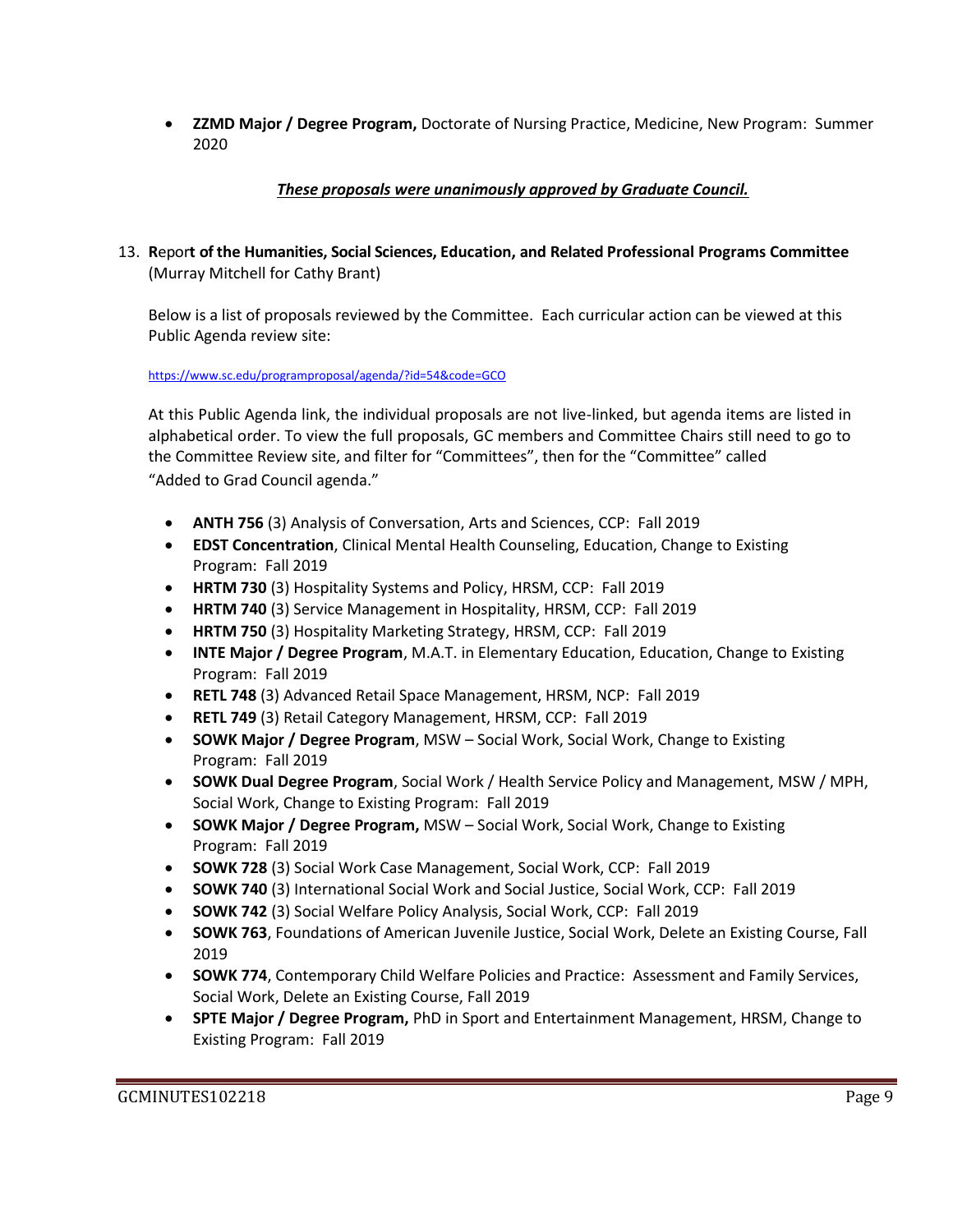- **ZZMD Major / Degree Program,** Doctorate of Nursing Practice, Medicine, New Program: Summer 2020

***These proposals were unanimously approved by Graduate Council.***

13. **Report of the Humanities, Social Sciences, Education, and Related Professional Programs Committee** (Murray Mitchell for Cathy Brant)

    Below is a list of proposals reviewed by the Committee. Each curricular action can be viewed at this Public Agenda review site:

    https://www.sc.edu/programproposal/agenda/?id=54&code=GCO

    At this Public Agenda link, the individual proposals are not live-linked, but agenda items are listed in alphabetical order. To view the full proposals, GC members and Committee Chairs still need to go to the Committee Review site, and filter for "Committees", then for the "Committee" called "Added to Grad Council agenda."

    - **ANTH 756** (3) Analysis of Conversation, Arts and Sciences, CCP: Fall 2019
    - **EDST Concentration**, Clinical Mental Health Counseling, Education, Change to Existing Program: Fall 2019
    - **HRTM 730** (3) Hospitality Systems and Policy, HRSM, CCP: Fall 2019
    - **HRTM 740** (3) Service Management in Hospitality, HRSM, CCP: Fall 2019
    - **HRTM 750** (3) Hospitality Marketing Strategy, HRSM, CCP: Fall 2019
    - **INTE Major / Degree Program**, M.A.T. in Elementary Education, Education, Change to Existing Program: Fall 2019
    - **RETL 748** (3) Advanced Retail Space Management, HRSM, NCP: Fall 2019
    - **RETL 749** (3) Retail Category Management, HRSM, CCP: Fall 2019
    - **SOWK Major / Degree Program**, MSW – Social Work, Social Work, Change to Existing Program: Fall 2019
    - **SOWK Dual Degree Program**, Social Work / Health Service Policy and Management, MSW / MPH, Social Work, Change to Existing Program: Fall 2019
    - **SOWK Major / Degree Program,** MSW – Social Work, Social Work, Change to Existing Program: Fall 2019
    - **SOWK 728** (3) Social Work Case Management, Social Work, CCP: Fall 2019
    - **SOWK 740** (3) International Social Work and Social Justice, Social Work, CCP: Fall 2019
    - **SOWK 742** (3) Social Welfare Policy Analysis, Social Work, CCP: Fall 2019
    - **SOWK 763**, Foundations of American Juvenile Justice, Social Work, Delete an Existing Course, Fall 2019
    - **SOWK 774**, Contemporary Child Welfare Policies and Practice: Assessment and Family Services, Social Work, Delete an Existing Course, Fall 2019
    - **SPTE Major / Degree Program,** PhD in Sport and Entertainment Management, HRSM, Change to Existing Program: Fall 2019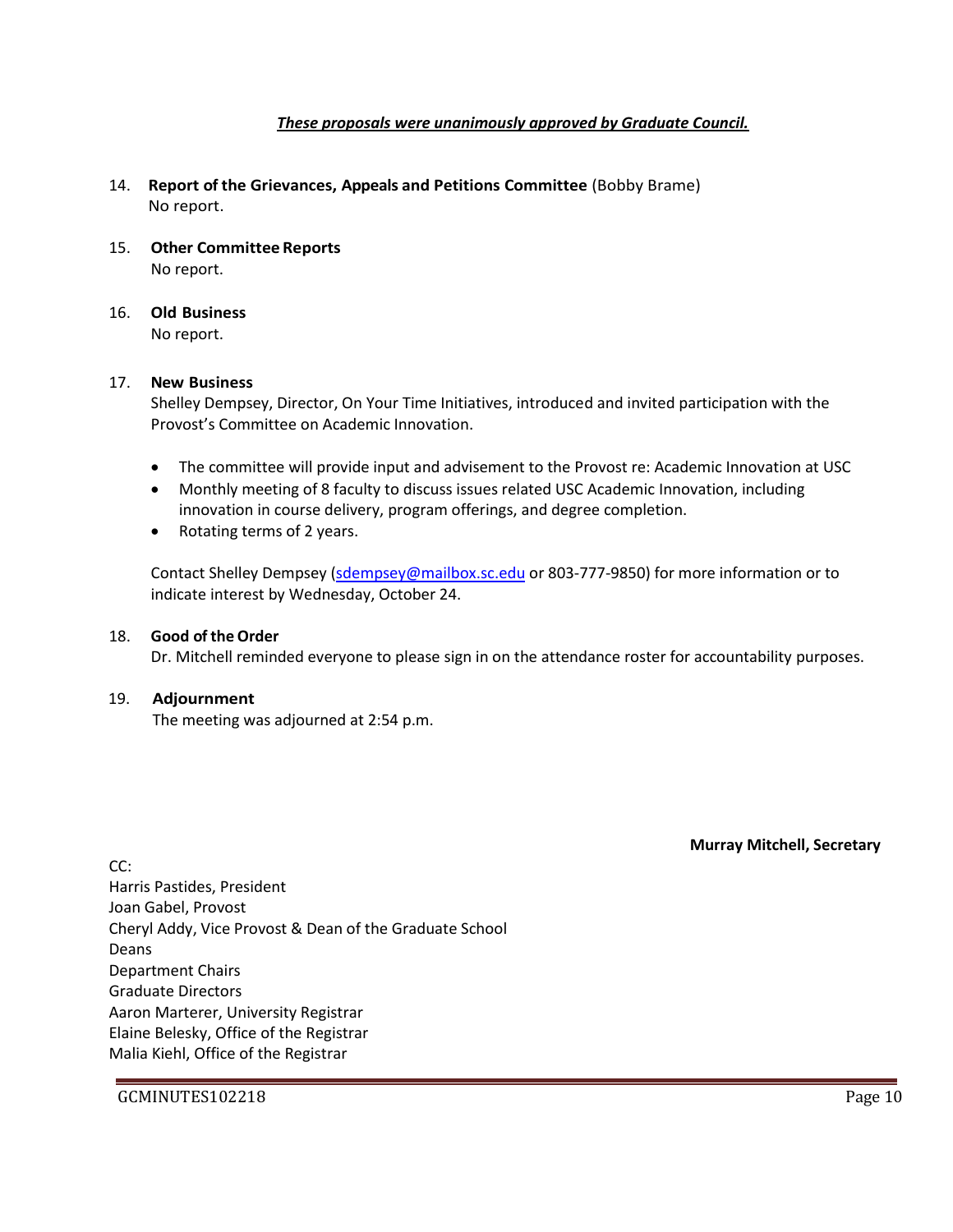***<u>These proposals were unanimously approved by Graduate Council.</u>***

14. **Report of the Grievances, Appeals and Petitions Committee** (Bobby Brame)
    No report.

15. **Other Committee Reports**
    No report.

16. **Old Business**
    No report.

17. **New Business**
    Shelley Dempsey, Director, On Your Time Initiatives, introduced and invited participation with the Provost's Committee on Academic Innovation.

    - The committee will provide input and advisement to the Provost re: Academic Innovation at USC
    - Monthly meeting of 8 faculty to discuss issues related USC Academic Innovation, including innovation in course delivery, program offerings, and degree completion.
    - Rotating terms of 2 years.

    Contact Shelley Dempsey (sdempsey@mailbox.sc.edu or 803-777-9850) for more information or to indicate interest by Wednesday, October 24.

18. **Good of the Order**
    Dr. Mitchell reminded everyone to please sign in on the attendance roster for accountability purposes.

19. **Adjournment**
    The meeting was adjourned at 2:54 p.m.

**Murray Mitchell, Secretary**

CC:
Harris Pastides, President
Joan Gabel, Provost
Cheryl Addy, Vice Provost & Dean of the Graduate School
Deans
Department Chairs
Graduate Directors
Aaron Marterer, University Registrar
Elaine Belesky, Office of the Registrar
Malia Kiehl, Office of the Registrar